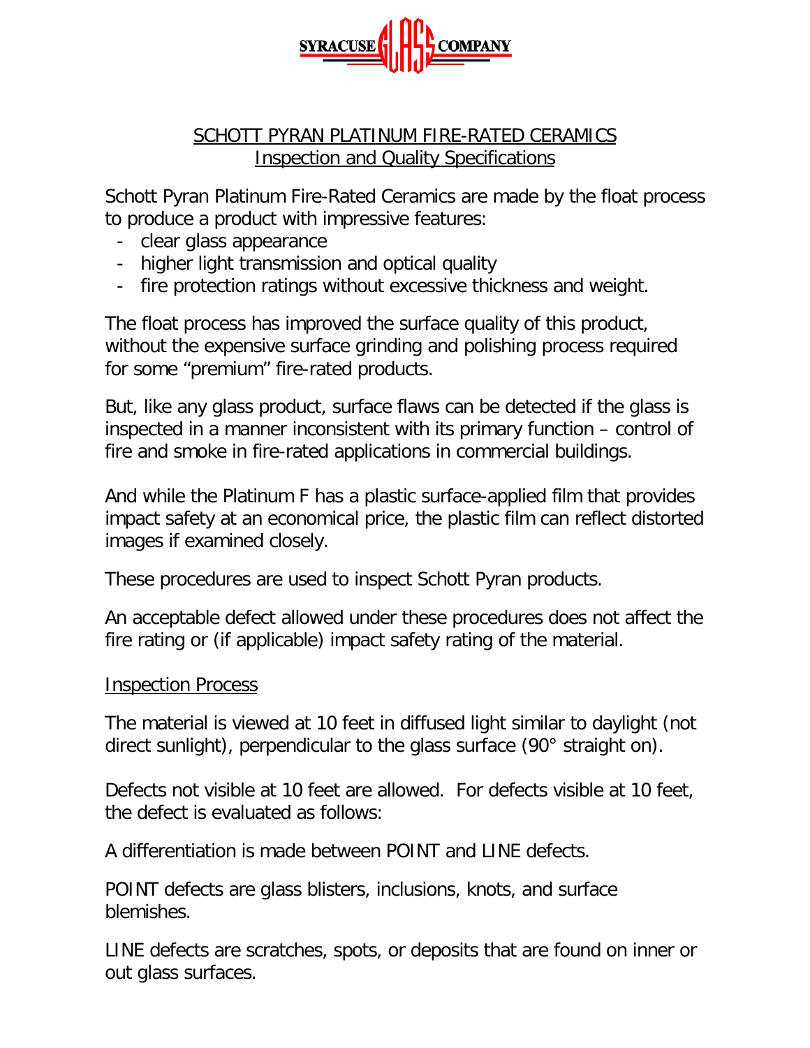SYRACUSE GLASS COMPANY

## SCHOTT PYRAN PLATINUM FIRE-RATED CERAMICS
## Inspection and Quality Specifications

Schott Pyran Platinum Fire-Rated Ceramics are made by the float process to produce a product with impressive features:

- clear glass appearance
- higher light transmission and optical quality
- fire protection ratings without excessive thickness and weight.

The float process has improved the surface quality of this product, without the expensive surface grinding and polishing process required for some "premium" fire-rated products.

But, like any glass product, surface flaws can be detected if the glass is inspected in a manner inconsistent with its primary function – control of fire and smoke in fire-rated applications in commercial buildings.

And while the Platinum F has a plastic surface-applied film that provides impact safety at an economical price, the plastic film can reflect distorted images if examined closely.

These procedures are used to inspect Schott Pyran products.

An acceptable defect allowed under these procedures does not affect the fire rating or (if applicable) impact safety rating of the material.

### Inspection Process

The material is viewed at 10 feet in diffused light similar to daylight (not direct sunlight), perpendicular to the glass surface (90° straight on).

Defects not visible at 10 feet are allowed. For defects visible at 10 feet, the defect is evaluated as follows:

A differentiation is made between POINT and LINE defects.

POINT defects are glass blisters, inclusions, knots, and surface blemishes.

LINE defects are scratches, spots, or deposits that are found on inner or out glass surfaces.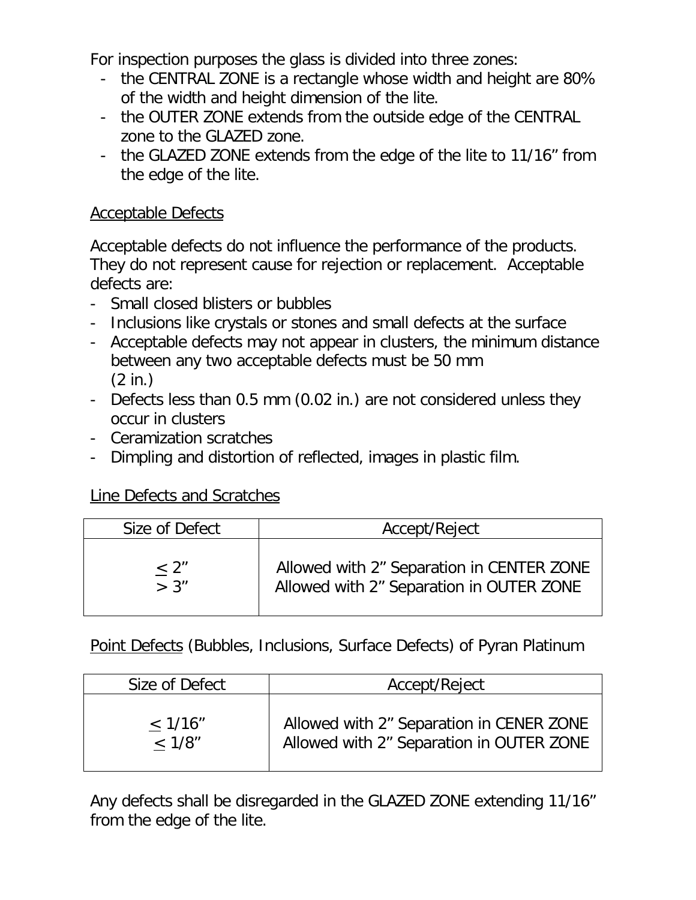For inspection purposes the glass is divided into three zones:

- the CENTRAL ZONE is a rectangle whose width and height are 80% of the width and height dimension of the lite.
- the OUTER ZONE extends from the outside edge of the CENTRAL zone to the GLAZED zone.
- the GLAZED ZONE extends from the edge of the lite to 11/16” from the edge of the lite.

Acceptable Defects

Acceptable defects do not influence the performance of the products. They do not represent cause for rejection or replacement. Acceptable defects are:

- Small closed blisters or bubbles
- Inclusions like crystals or stones and small defects at the surface
- Acceptable defects may not appear in clusters, the minimum distance between any two acceptable defects must be 50 mm (2 in.)
- Defects less than 0.5 mm (0.02 in.) are not considered unless they occur in clusters
- Ceramization scratches
- Dimpling and distortion of reflected, images in plastic film.

Line Defects and Scratches

| Size of Defect | Accept/Reject |
|---|---|
| ≤ 2”<br>> 3” | Allowed with 2” Separation in CENTER ZONE<br>Allowed with 2” Separation in OUTER ZONE |

Point Defects (Bubbles, Inclusions, Surface Defects) of Pyran Platinum

| Size of Defect | Accept/Reject |
|---|---|
| ≤ 1/16”<br>≤ 1/8” | Allowed with 2” Separation in CENER ZONE<br>Allowed with 2” Separation in OUTER ZONE |

Any defects shall be disregarded in the GLAZED ZONE extending 11/16” from the edge of the lite.